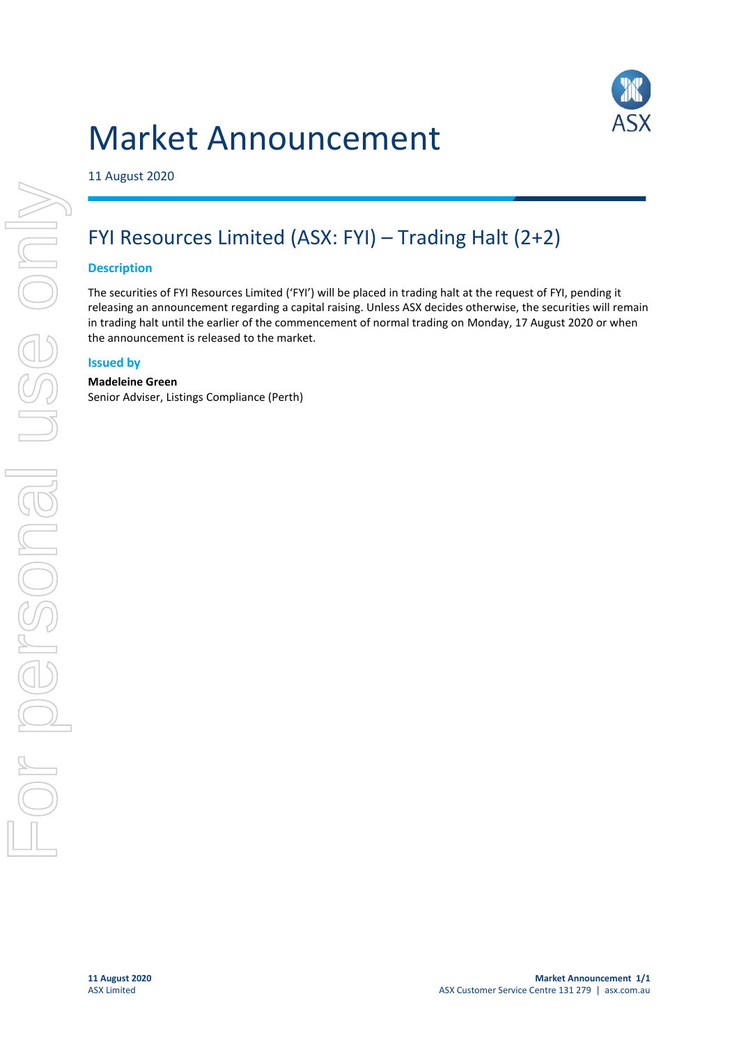# Market Announcement

11 August 2020

## FYI Resources Limited (ASX: FYI) – Trading Halt (2+2)

### Description

The securities of FYI Resources Limited ('FYI') will be placed in trading halt at the request of FYI, pending it releasing an announcement regarding a capital raising. Unless ASX decides otherwise, the securities will remain in trading halt until the earlier of the commencement of normal trading on Monday, 17 August 2020 or when the announcement is released to the market.

### Issued by

**Madeleine Green**
Senior Adviser, Listings Compliance (Perth)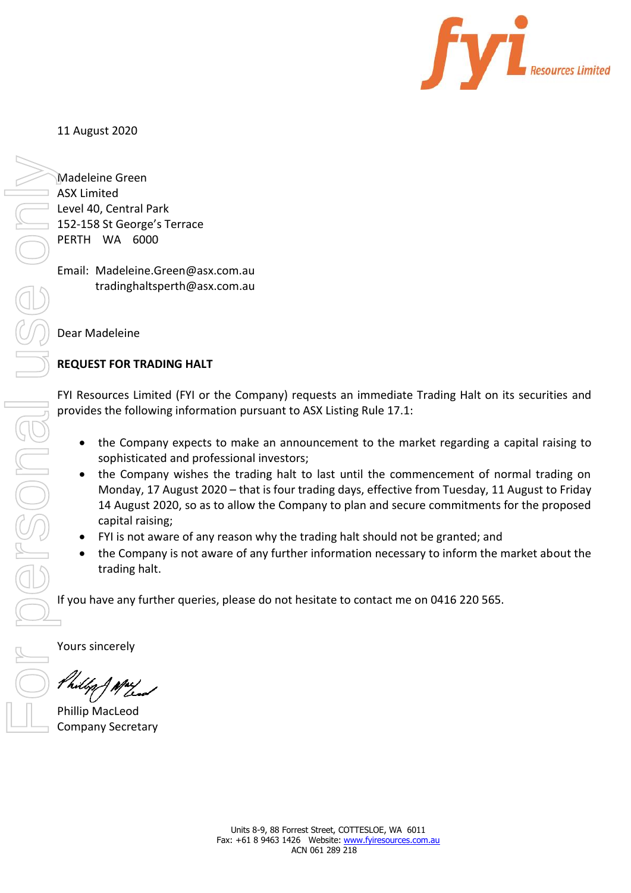11 August 2020

Madeleine Green
ASX Limited
Level 40, Central Park
152-158 St George's Terrace
PERTH WA 6000

Email: Madeleine.Green@asx.com.au
tradinghaltsperth@asx.com.au

Dear Madeleine

**REQUEST FOR TRADING HALT**

FYI Resources Limited (FYI or the Company) requests an immediate Trading Halt on its securities and provides the following information pursuant to ASX Listing Rule 17.1:

- the Company expects to make an announcement to the market regarding a capital raising to sophisticated and professional investors;
- the Company wishes the trading halt to last until the commencement of normal trading on Monday, 17 August 2020 – that is four trading days, effective from Tuesday, 11 August to Friday 14 August 2020, so as to allow the Company to plan and secure commitments for the proposed capital raising;
- FYI is not aware of any reason why the trading halt should not be granted; and
- the Company is not aware of any further information necessary to inform the market about the trading halt.

If you have any further queries, please do not hesitate to contact me on 0416 220 565.

Yours sincerely

Phillip MacLeod
Company Secretary

Units 8-9, 88 Forrest Street, COTTESLOE, WA 6011
Fax: +61 8 9463 1426 Website: www.fyiresources.com.au
ACN 061 289 218